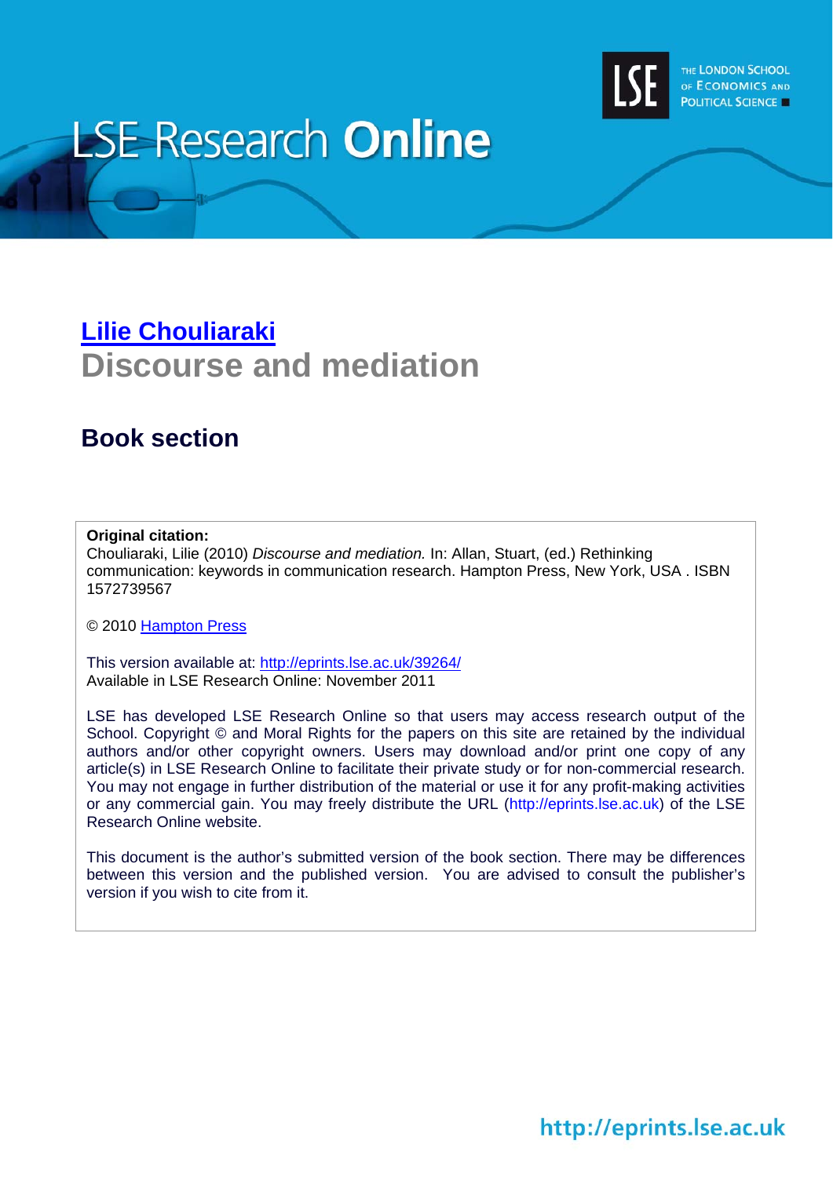LSE Research **Online**

THE LONDON SCHOOL OF ECONOMICS AND POLITICAL SCIENCE

## [Lilie Chouliaraki](http://www2.lse.ac.uk/researchAndExpertise/Experts/profile.aspx?KeyValue=l.chouliaraki@lse.ac.uk)

# Discourse and mediation

## Book section

**Original citation:**
Chouliaraki, Lilie (2010) *Discourse and mediation.* In: Allan, Stuart, (ed.) Rethinking communication: keywords in communication research. Hampton Press, New York, USA . ISBN 1572739567

© 2010 [Hampton Press](http://www.hamptonpress.com/)

This version available at: [http://eprints.lse.ac.uk/39264/](http://eprints.lse.ac.uk/39264/)
Available in LSE Research Online: November 2011

LSE has developed LSE Research Online so that users may access research output of the School. Copyright © and Moral Rights for the papers on this site are retained by the individual authors and/or other copyright owners. Users may download and/or print one copy of any article(s) in LSE Research Online to facilitate their private study or for non-commercial research. You may not engage in further distribution of the material or use it for any profit-making activities or any commercial gain. You may freely distribute the URL (http://eprints.lse.ac.uk) of the LSE Research Online website.

This document is the author's submitted version of the book section. There may be differences between this version and the published version. You are advised to consult the publisher's version if you wish to cite from it.

http://eprints.lse.ac.uk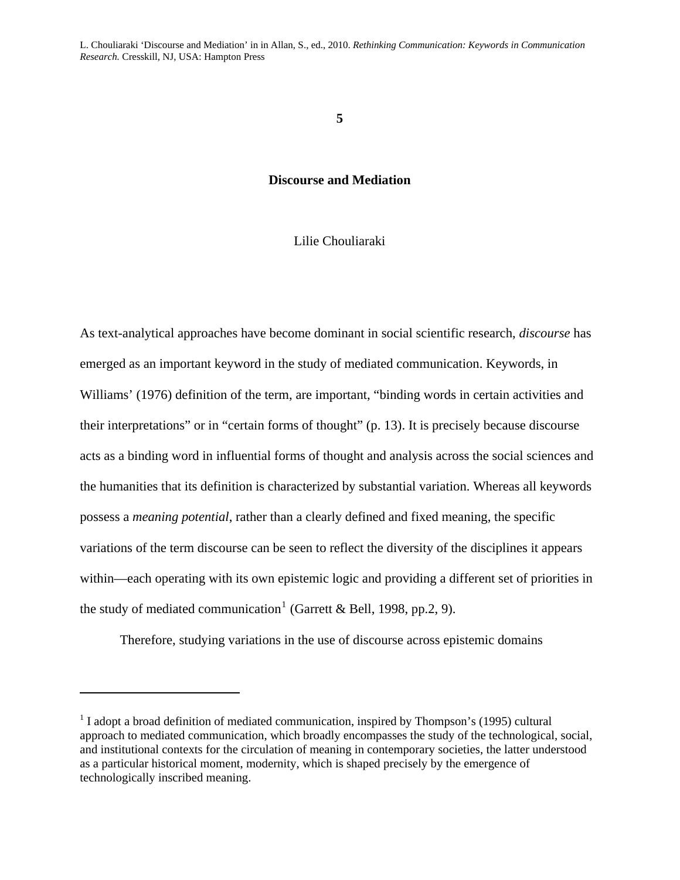5

## Discourse and Mediation

Lilie Chouliaraki

As text-analytical approaches have become dominant in social scientific research, *discourse* has emerged as an important keyword in the study of mediated communication. Keywords, in Williams' (1976) definition of the term, are important, "binding words in certain activities and their interpretations" or in "certain forms of thought" (p. 13). It is precisely because discourse acts as a binding word in influential forms of thought and analysis across the social sciences and the humanities that its definition is characterized by substantial variation. Whereas all keywords possess a *meaning potential*, rather than a clearly defined and fixed meaning, the specific variations of the term discourse can be seen to reflect the diversity of the disciplines it appears within—each operating with its own epistemic logic and providing a different set of priorities in the study of mediated communication[1] (Garrett & Bell, 1998, pp.2, 9).

Therefore, studying variations in the use of discourse across epistemic domains

[1] I adopt a broad definition of mediated communication, inspired by Thompson's (1995) cultural approach to mediated communication, which broadly encompasses the study of the technological, social, and institutional contexts for the circulation of meaning in contemporary societies, the latter understood as a particular historical moment, modernity, which is shaped precisely by the emergence of technologically inscribed meaning.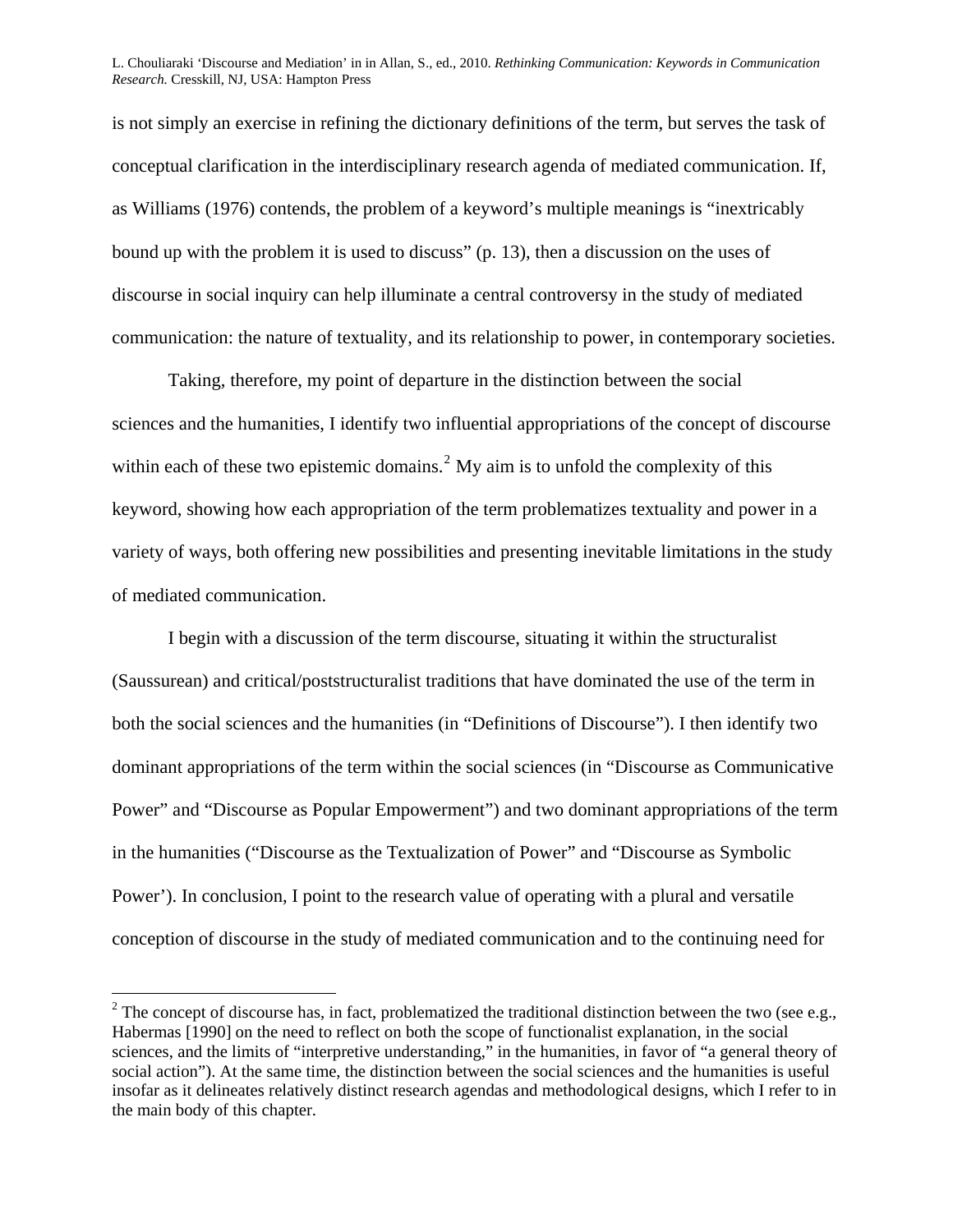is not simply an exercise in refining the dictionary definitions of the term, but serves the task of conceptual clarification in the interdisciplinary research agenda of mediated communication. If, as Williams (1976) contends, the problem of a keyword's multiple meanings is "inextricably bound up with the problem it is used to discuss" (p. 13), then a discussion on the uses of discourse in social inquiry can help illuminate a central controversy in the study of mediated communication: the nature of textuality, and its relationship to power, in contemporary societies.

Taking, therefore, my point of departure in the distinction between the social sciences and the humanities, I identify two influential appropriations of the concept of discourse within each of these two epistemic domains.[2] My aim is to unfold the complexity of this keyword, showing how each appropriation of the term problematizes textuality and power in a variety of ways, both offering new possibilities and presenting inevitable limitations in the study of mediated communication.

I begin with a discussion of the term discourse, situating it within the structuralist (Saussurean) and critical/poststructuralist traditions that have dominated the use of the term in both the social sciences and the humanities (in "Definitions of Discourse"). I then identify two dominant appropriations of the term within the social sciences (in "Discourse as Communicative Power" and "Discourse as Popular Empowerment") and two dominant appropriations of the term in the humanities ("Discourse as the Textualization of Power" and "Discourse as Symbolic Power'). In conclusion, I point to the research value of operating with a plural and versatile conception of discourse in the study of mediated communication and to the continuing need for

[2] The concept of discourse has, in fact, problematized the traditional distinction between the two (see e.g., Habermas [1990] on the need to reflect on both the scope of functionalist explanation, in the social sciences, and the limits of "interpretive understanding," in the humanities, in favor of "a general theory of social action"). At the same time, the distinction between the social sciences and the humanities is useful insofar as it delineates relatively distinct research agendas and methodological designs, which I refer to in the main body of this chapter.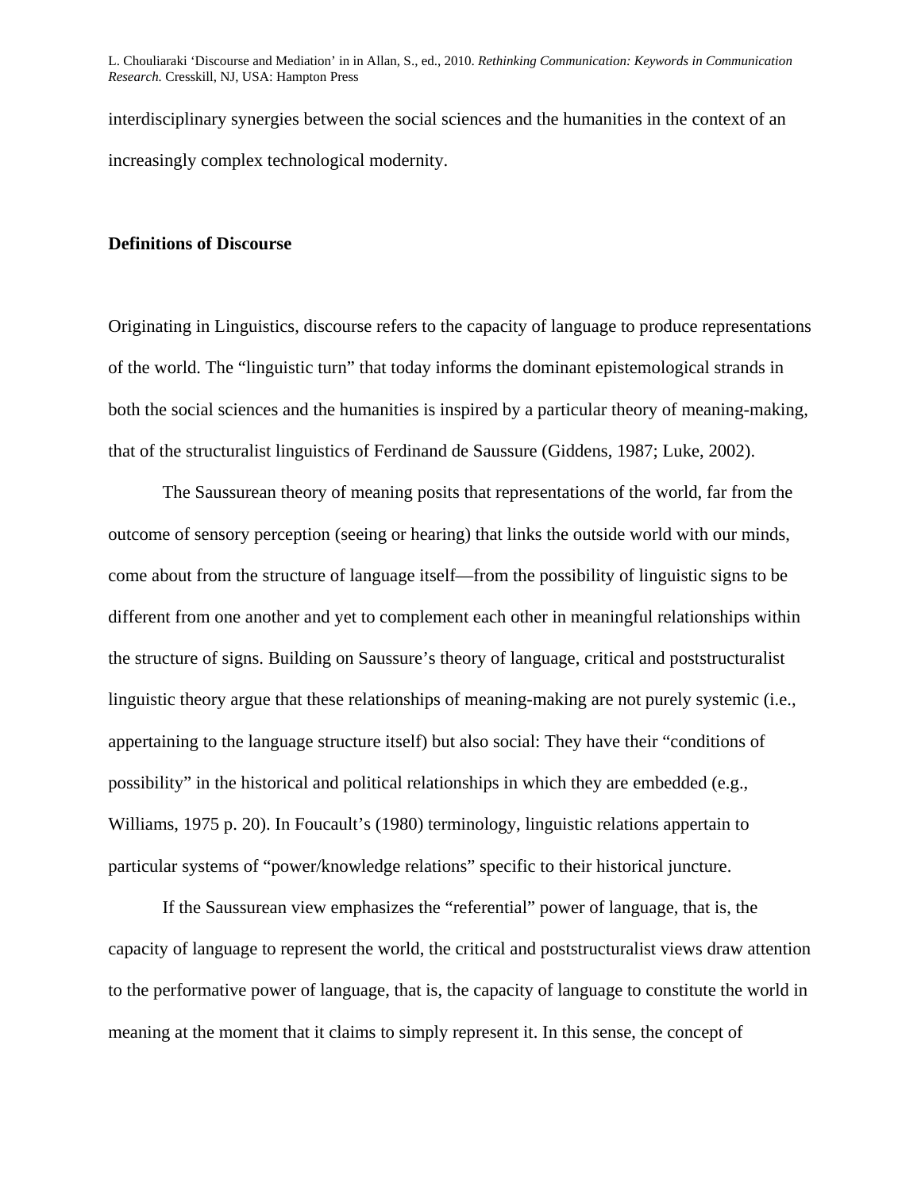interdisciplinary synergies between the social sciences and the humanities in the context of an increasingly complex technological modernity.

## Definitions of Discourse

Originating in Linguistics, discourse refers to the capacity of language to produce representations of the world. The "linguistic turn" that today informs the dominant epistemological strands in both the social sciences and the humanities is inspired by a particular theory of meaning-making, that of the structuralist linguistics of Ferdinand de Saussure (Giddens, 1987; Luke, 2002).

The Saussurean theory of meaning posits that representations of the world, far from the outcome of sensory perception (seeing or hearing) that links the outside world with our minds, come about from the structure of language itself—from the possibility of linguistic signs to be different from one another and yet to complement each other in meaningful relationships within the structure of signs. Building on Saussure's theory of language, critical and poststructuralist linguistic theory argue that these relationships of meaning-making are not purely systemic (i.e., appertaining to the language structure itself) but also social: They have their "conditions of possibility" in the historical and political relationships in which they are embedded (e.g., Williams, 1975 p. 20). In Foucault's (1980) terminology, linguistic relations appertain to particular systems of "power/knowledge relations" specific to their historical juncture.

If the Saussurean view emphasizes the "referential" power of language, that is, the capacity of language to represent the world, the critical and poststructuralist views draw attention to the performative power of language, that is, the capacity of language to constitute the world in meaning at the moment that it claims to simply represent it. In this sense, the concept of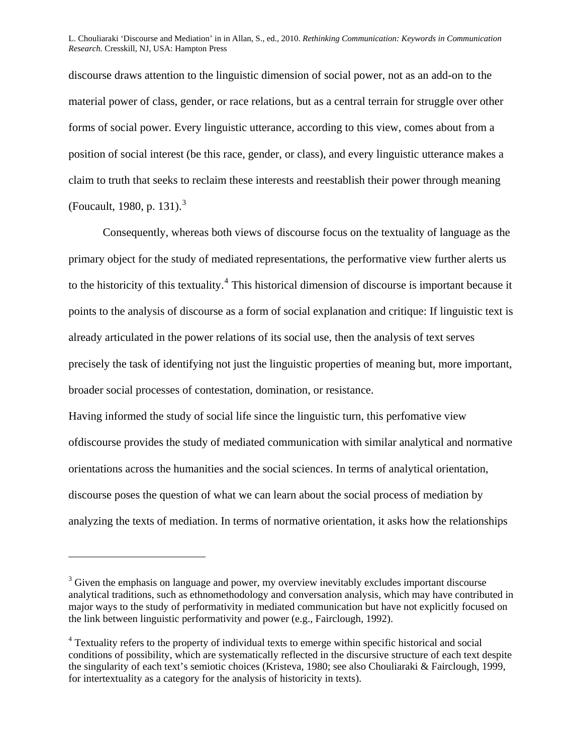discourse draws attention to the linguistic dimension of social power, not as an add-on to the material power of class, gender, or race relations, but as a central terrain for struggle over other forms of social power. Every linguistic utterance, according to this view, comes about from a position of social interest (be this race, gender, or class), and every linguistic utterance makes a claim to truth that seeks to reclaim these interests and reestablish their power through meaning (Foucault, 1980, p. 131).[3]

Consequently, whereas both views of discourse focus on the textuality of language as the primary object for the study of mediated representations, the performative view further alerts us to the historicity of this textuality.[4] This historical dimension of discourse is important because it points to the analysis of discourse as a form of social explanation and critique: If linguistic text is already articulated in the power relations of its social use, then the analysis of text serves precisely the task of identifying not just the linguistic properties of meaning but, more important, broader social processes of contestation, domination, or resistance.

Having informed the study of social life since the linguistic turn, this perfomative view ofdiscourse provides the study of mediated communication with similar analytical and normative orientations across the humanities and the social sciences. In terms of analytical orientation, discourse poses the question of what we can learn about the social process of mediation by analyzing the texts of mediation. In terms of normative orientation, it asks how the relationships

---

[3] Given the emphasis on language and power, my overview inevitably excludes important discourse analytical traditions, such as ethnomethodology and conversation analysis, which may have contributed in major ways to the study of performativity in mediated communication but have not explicitly focused on the link between linguistic performativity and power (e.g., Fairclough, 1992).

[4] Textuality refers to the property of individual texts to emerge within specific historical and social conditions of possibility, which are systematically reflected in the discursive structure of each text despite the singularity of each text's semiotic choices (Kristeva, 1980; see also Chouliaraki & Fairclough, 1999, for intertextuality as a category for the analysis of historicity in texts).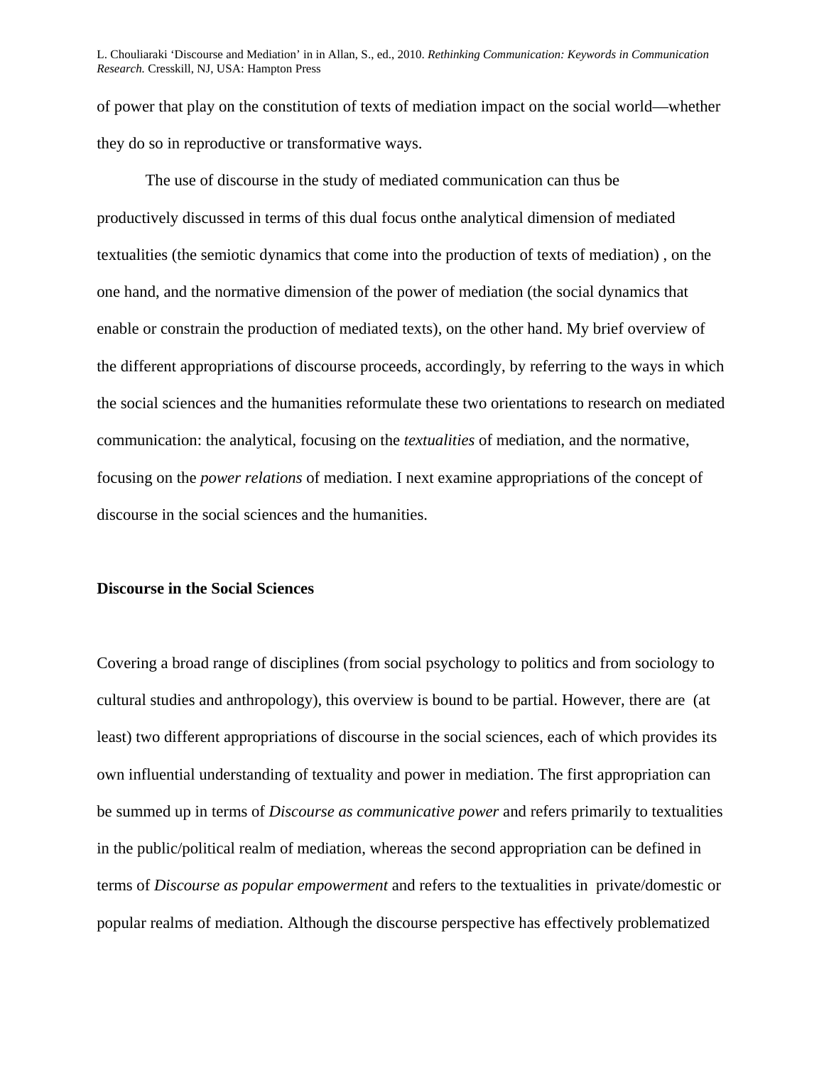of power that play on the constitution of texts of mediation impact on the social world—whether they do so in reproductive or transformative ways.

The use of discourse in the study of mediated communication can thus be productively discussed in terms of this dual focus onthe analytical dimension of mediated textualities (the semiotic dynamics that come into the production of texts of mediation) , on the one hand, and the normative dimension of the power of mediation (the social dynamics that enable or constrain the production of mediated texts), on the other hand. My brief overview of the different appropriations of discourse proceeds, accordingly, by referring to the ways in which the social sciences and the humanities reformulate these two orientations to research on mediated communication: the analytical, focusing on the *textualities* of mediation, and the normative, focusing on the *power relations* of mediation. I next examine appropriations of the concept of discourse in the social sciences and the humanities.

**Discourse in the Social Sciences**

Covering a broad range of disciplines (from social psychology to politics and from sociology to cultural studies and anthropology), this overview is bound to be partial. However, there are (at least) two different appropriations of discourse in the social sciences, each of which provides its own influential understanding of textuality and power in mediation. The first appropriation can be summed up in terms of *Discourse as communicative power* and refers primarily to textualities in the public/political realm of mediation, whereas the second appropriation can be defined in terms of *Discourse as popular empowerment* and refers to the textualities in private/domestic or popular realms of mediation. Although the discourse perspective has effectively problematized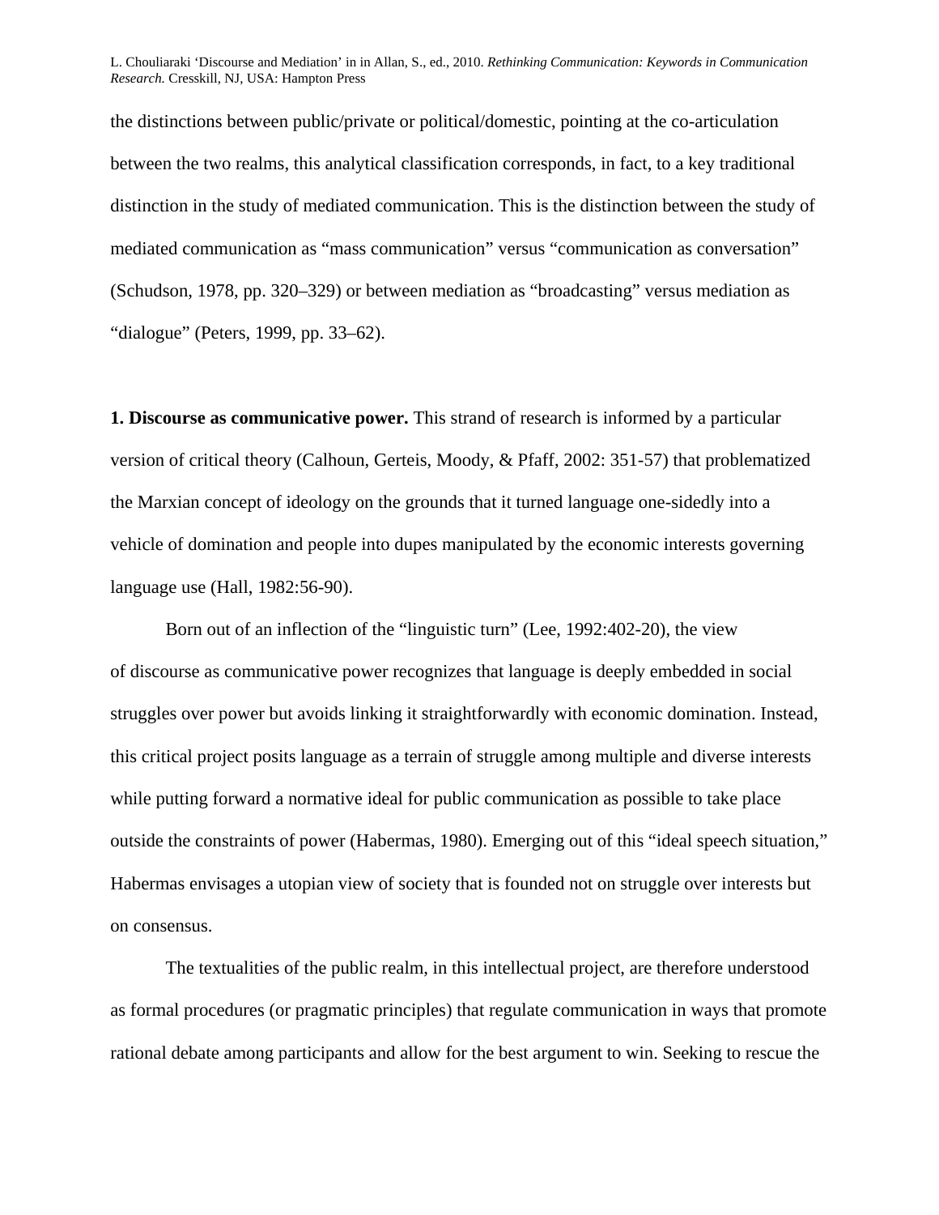the distinctions between public/private or political/domestic, pointing at the co-articulation between the two realms, this analytical classification corresponds, in fact, to a key traditional distinction in the study of mediated communication. This is the distinction between the study of mediated communication as "mass communication" versus "communication as conversation" (Schudson, 1978, pp. 320–329) or between mediation as "broadcasting" versus mediation as "dialogue" (Peters, 1999, pp. 33–62).

**1. Discourse as communicative power.** This strand of research is informed by a particular version of critical theory (Calhoun, Gerteis, Moody, & Pfaff, 2002: 351-57) that problematized the Marxian concept of ideology on the grounds that it turned language one-sidedly into a vehicle of domination and people into dupes manipulated by the economic interests governing language use (Hall, 1982:56-90).

Born out of an inflection of the "linguistic turn" (Lee, 1992:402-20), the view of discourse as communicative power recognizes that language is deeply embedded in social struggles over power but avoids linking it straightforwardly with economic domination. Instead, this critical project posits language as a terrain of struggle among multiple and diverse interests while putting forward a normative ideal for public communication as possible to take place outside the constraints of power (Habermas, 1980). Emerging out of this "ideal speech situation," Habermas envisages a utopian view of society that is founded not on struggle over interests but on consensus.

The textualities of the public realm, in this intellectual project, are therefore understood as formal procedures (or pragmatic principles) that regulate communication in ways that promote rational debate among participants and allow for the best argument to win. Seeking to rescue the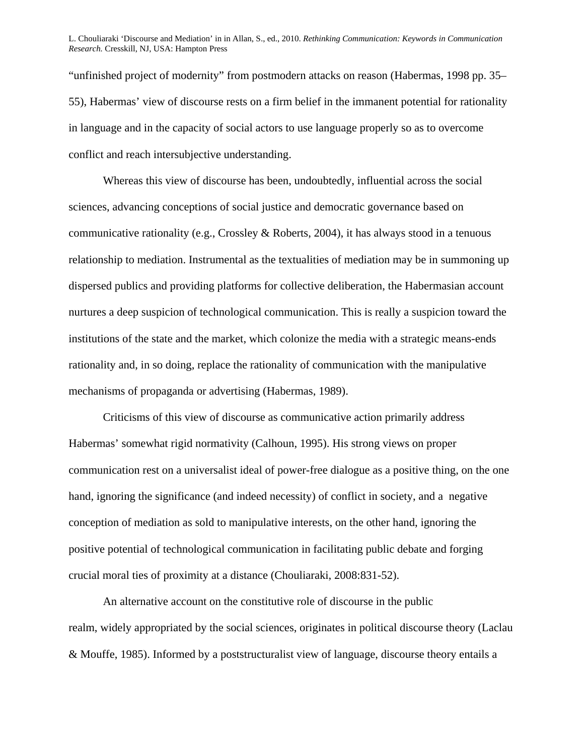"unfinished project of modernity" from postmodern attacks on reason (Habermas, 1998 pp. 35–55), Habermas' view of discourse rests on a firm belief in the immanent potential for rationality in language and in the capacity of social actors to use language properly so as to overcome conflict and reach intersubjective understanding.

Whereas this view of discourse has been, undoubtedly, influential across the social sciences, advancing conceptions of social justice and democratic governance based on communicative rationality (e.g., Crossley & Roberts, 2004), it has always stood in a tenuous relationship to mediation. Instrumental as the textualities of mediation may be in summoning up dispersed publics and providing platforms for collective deliberation, the Habermasian account nurtures a deep suspicion of technological communication. This is really a suspicion toward the institutions of the state and the market, which colonize the media with a strategic means-ends rationality and, in so doing, replace the rationality of communication with the manipulative mechanisms of propaganda or advertising (Habermas, 1989).

Criticisms of this view of discourse as communicative action primarily address Habermas' somewhat rigid normativity (Calhoun, 1995). His strong views on proper communication rest on a universalist ideal of power-free dialogue as a positive thing, on the one hand, ignoring the significance (and indeed necessity) of conflict in society, and a negative conception of mediation as sold to manipulative interests, on the other hand, ignoring the positive potential of technological communication in facilitating public debate and forging crucial moral ties of proximity at a distance (Chouliaraki, 2008:831-52).

An alternative account on the constitutive role of discourse in the public realm, widely appropriated by the social sciences, originates in political discourse theory (Laclau & Mouffe, 1985). Informed by a poststructuralist view of language, discourse theory entails a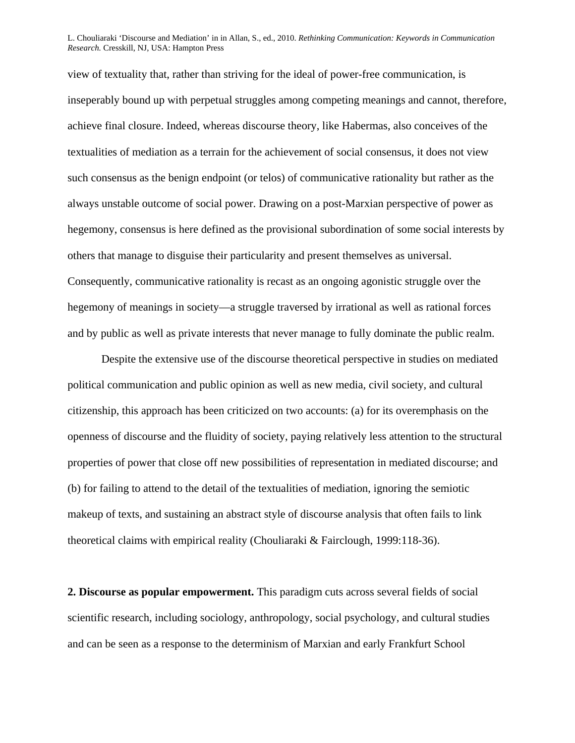view of textuality that, rather than striving for the ideal of power-free communication, is inseperably bound up with perpetual struggles among competing meanings and cannot, therefore, achieve final closure. Indeed, whereas discourse theory, like Habermas, also conceives of the textualities of mediation as a terrain for the achievement of social consensus, it does not view such consensus as the benign endpoint (or telos) of communicative rationality but rather as the always unstable outcome of social power. Drawing on a post-Marxian perspective of power as hegemony, consensus is here defined as the provisional subordination of some social interests by others that manage to disguise their particularity and present themselves as universal. Consequently, communicative rationality is recast as an ongoing agonistic struggle over the hegemony of meanings in society—a struggle traversed by irrational as well as rational forces and by public as well as private interests that never manage to fully dominate the public realm.

Despite the extensive use of the discourse theoretical perspective in studies on mediated political communication and public opinion as well as new media, civil society, and cultural citizenship, this approach has been criticized on two accounts: (a) for its overemphasis on the openness of discourse and the fluidity of society, paying relatively less attention to the structural properties of power that close off new possibilities of representation in mediated discourse; and (b) for failing to attend to the detail of the textualities of mediation, ignoring the semiotic makeup of texts, and sustaining an abstract style of discourse analysis that often fails to link theoretical claims with empirical reality (Chouliaraki & Fairclough, 1999:118-36).

**2. Discourse as popular empowerment.** This paradigm cuts across several fields of social scientific research, including sociology, anthropology, social psychology, and cultural studies and can be seen as a response to the determinism of Marxian and early Frankfurt School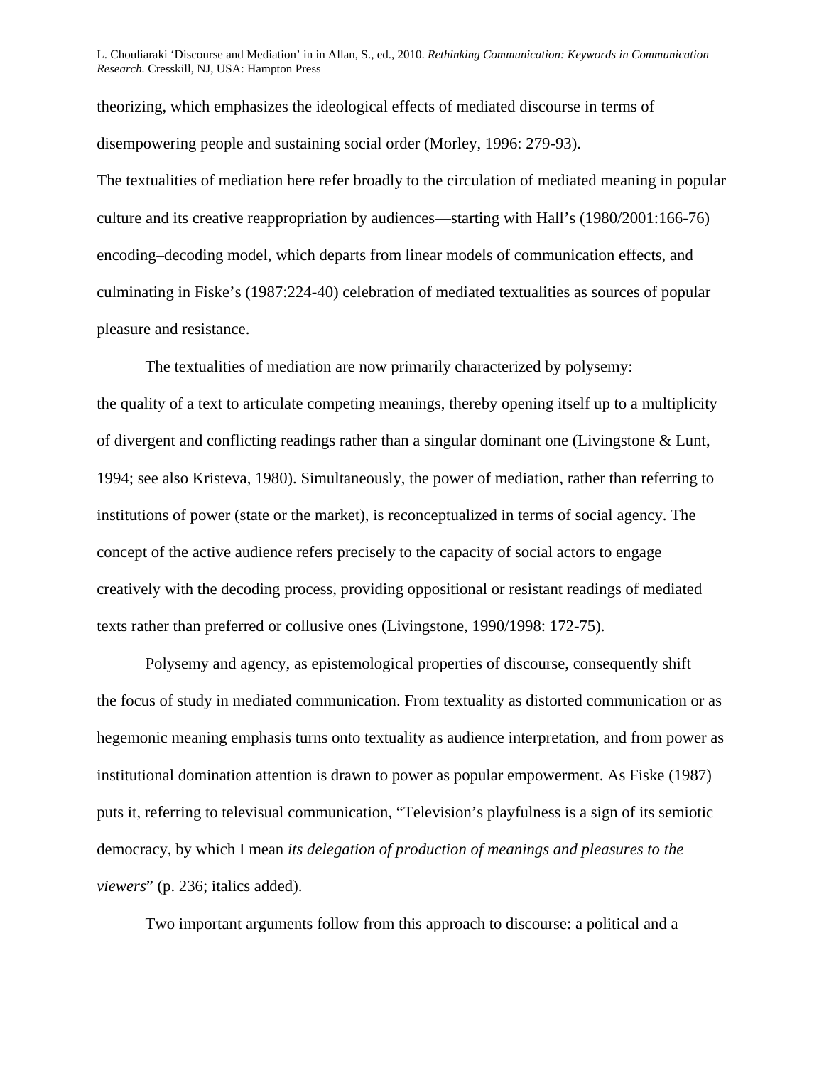theorizing, which emphasizes the ideological effects of mediated discourse in terms of disempowering people and sustaining social order (Morley, 1996: 279-93).

The textualities of mediation here refer broadly to the circulation of mediated meaning in popular culture and its creative reappropriation by audiences—starting with Hall's (1980/2001:166-76) encoding–decoding model, which departs from linear models of communication effects, and culminating in Fiske's (1987:224-40) celebration of mediated textualities as sources of popular pleasure and resistance.

The textualities of mediation are now primarily characterized by polysemy: the quality of a text to articulate competing meanings, thereby opening itself up to a multiplicity of divergent and conflicting readings rather than a singular dominant one (Livingstone & Lunt, 1994; see also Kristeva, 1980). Simultaneously, the power of mediation, rather than referring to institutions of power (state or the market), is reconceptualized in terms of social agency. The concept of the active audience refers precisely to the capacity of social actors to engage creatively with the decoding process, providing oppositional or resistant readings of mediated texts rather than preferred or collusive ones (Livingstone, 1990/1998: 172-75).

Polysemy and agency, as epistemological properties of discourse, consequently shift the focus of study in mediated communication. From textuality as distorted communication or as hegemonic meaning emphasis turns onto textuality as audience interpretation, and from power as institutional domination attention is drawn to power as popular empowerment. As Fiske (1987) puts it, referring to televisual communication, "Television's playfulness is a sign of its semiotic democracy, by which I mean *its delegation of production of meanings and pleasures to the viewers*" (p. 236; italics added).

Two important arguments follow from this approach to discourse: a political and a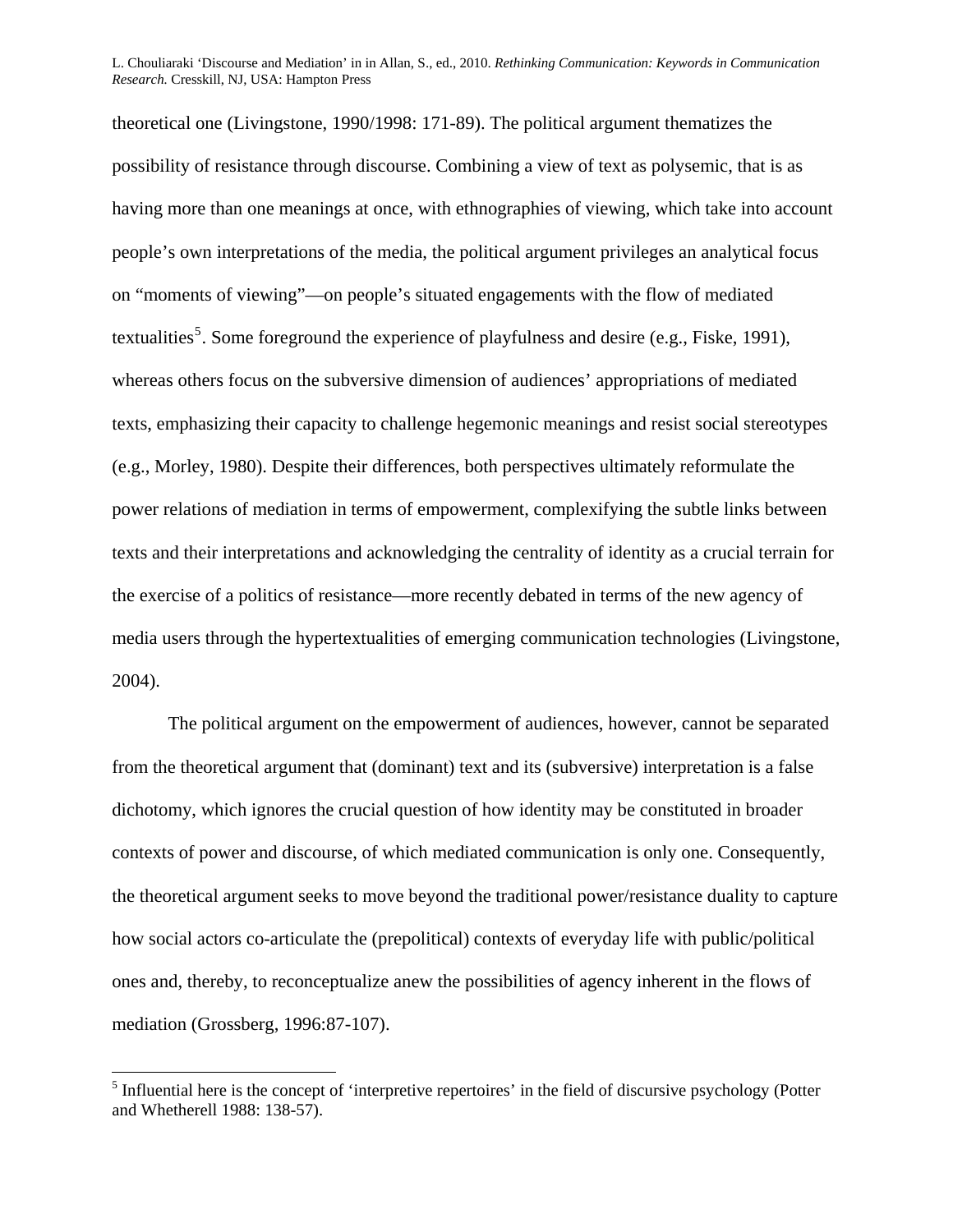theoretical one (Livingstone, 1990/1998: 171-89). The political argument thematizes the possibility of resistance through discourse. Combining a view of text as polysemic, that is as having more than one meanings at once, with ethnographies of viewing, which take into account people's own interpretations of the media, the political argument privileges an analytical focus on "moments of viewing"—on people's situated engagements with the flow of mediated textualities[5]. Some foreground the experience of playfulness and desire (e.g., Fiske, 1991), whereas others focus on the subversive dimension of audiences' appropriations of mediated texts, emphasizing their capacity to challenge hegemonic meanings and resist social stereotypes (e.g., Morley, 1980). Despite their differences, both perspectives ultimately reformulate the power relations of mediation in terms of empowerment, complexifying the subtle links between texts and their interpretations and acknowledging the centrality of identity as a crucial terrain for the exercise of a politics of resistance—more recently debated in terms of the new agency of media users through the hypertextualities of emerging communication technologies (Livingstone, 2004).

The political argument on the empowerment of audiences, however, cannot be separated from the theoretical argument that (dominant) text and its (subversive) interpretation is a false dichotomy, which ignores the crucial question of how identity may be constituted in broader contexts of power and discourse, of which mediated communication is only one. Consequently, the theoretical argument seeks to move beyond the traditional power/resistance duality to capture how social actors co-articulate the (prepolitical) contexts of everyday life with public/political ones and, thereby, to reconceptualize anew the possibilities of agency inherent in the flows of mediation (Grossberg, 1996:87-107).

[5] Influential here is the concept of 'interpretive repertoires' in the field of discursive psychology (Potter and Whetherell 1988: 138-57).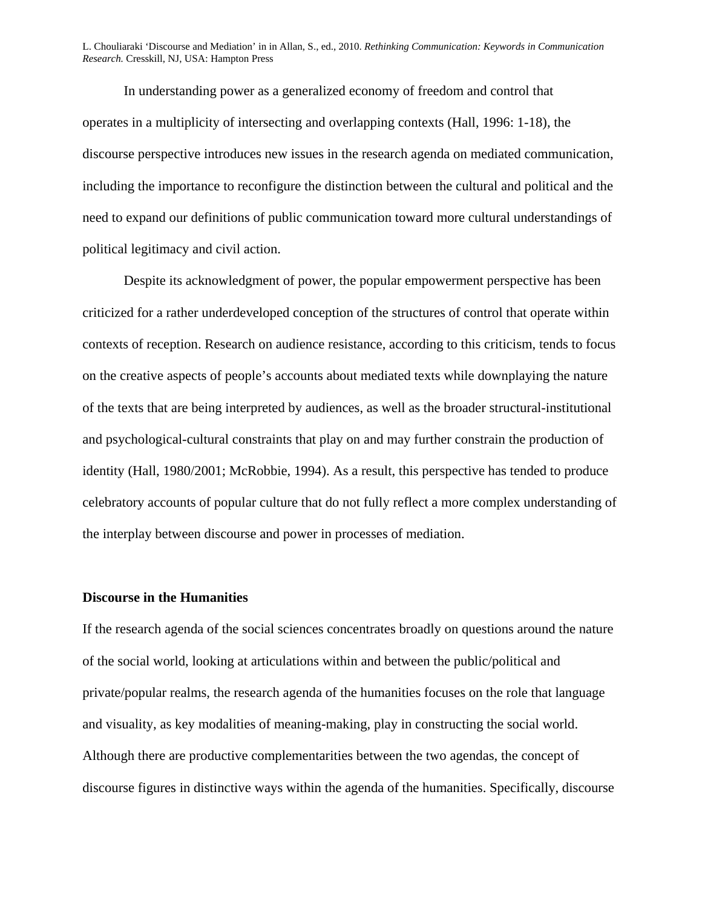In understanding power as a generalized economy of freedom and control that operates in a multiplicity of intersecting and overlapping contexts (Hall, 1996: 1-18), the discourse perspective introduces new issues in the research agenda on mediated communication, including the importance to reconfigure the distinction between the cultural and political and the need to expand our definitions of public communication toward more cultural understandings of political legitimacy and civil action.

Despite its acknowledgment of power, the popular empowerment perspective has been criticized for a rather underdeveloped conception of the structures of control that operate within contexts of reception. Research on audience resistance, according to this criticism, tends to focus on the creative aspects of people's accounts about mediated texts while downplaying the nature of the texts that are being interpreted by audiences, as well as the broader structural-institutional and psychological-cultural constraints that play on and may further constrain the production of identity (Hall, 1980/2001; McRobbie, 1994). As a result, this perspective has tended to produce celebratory accounts of popular culture that do not fully reflect a more complex understanding of the interplay between discourse and power in processes of mediation.

## Discourse in the Humanities

If the research agenda of the social sciences concentrates broadly on questions around the nature of the social world, looking at articulations within and between the public/political and private/popular realms, the research agenda of the humanities focuses on the role that language and visuality, as key modalities of meaning-making, play in constructing the social world. Although there are productive complementarities between the two agendas, the concept of discourse figures in distinctive ways within the agenda of the humanities. Specifically, discourse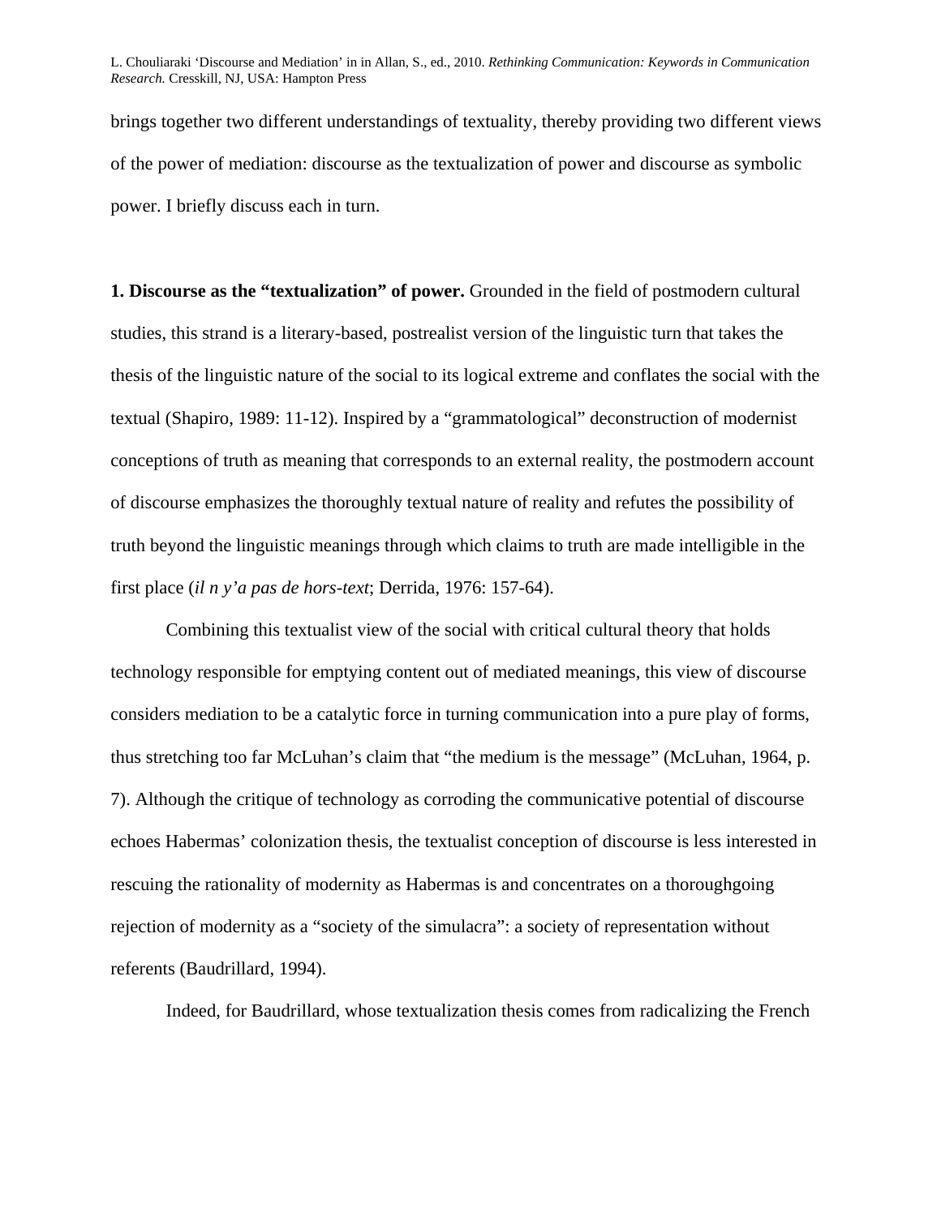brings together two different understandings of textuality, thereby providing two different views of the power of mediation: discourse as the textualization of power and discourse as symbolic power. I briefly discuss each in turn.

**1. Discourse as the "textualization" of power.** Grounded in the field of postmodern cultural studies, this strand is a literary-based, postrealist version of the linguistic turn that takes the thesis of the linguistic nature of the social to its logical extreme and conflates the social with the textual (Shapiro, 1989: 11-12). Inspired by a "grammatological" deconstruction of modernist conceptions of truth as meaning that corresponds to an external reality, the postmodern account of discourse emphasizes the thoroughly textual nature of reality and refutes the possibility of truth beyond the linguistic meanings through which claims to truth are made intelligible in the first place (*il n y'a pas de hors-text*; Derrida, 1976: 157-64).

Combining this textualist view of the social with critical cultural theory that holds technology responsible for emptying content out of mediated meanings, this view of discourse considers mediation to be a catalytic force in turning communication into a pure play of forms, thus stretching too far McLuhan's claim that "the medium is the message" (McLuhan, 1964, p. 7). Although the critique of technology as corroding the communicative potential of discourse echoes Habermas' colonization thesis, the textualist conception of discourse is less interested in rescuing the rationality of modernity as Habermas is and concentrates on a thoroughgoing rejection of modernity as a "society of the simulacra": a society of representation without referents (Baudrillard, 1994).

Indeed, for Baudrillard, whose textualization thesis comes from radicalizing the French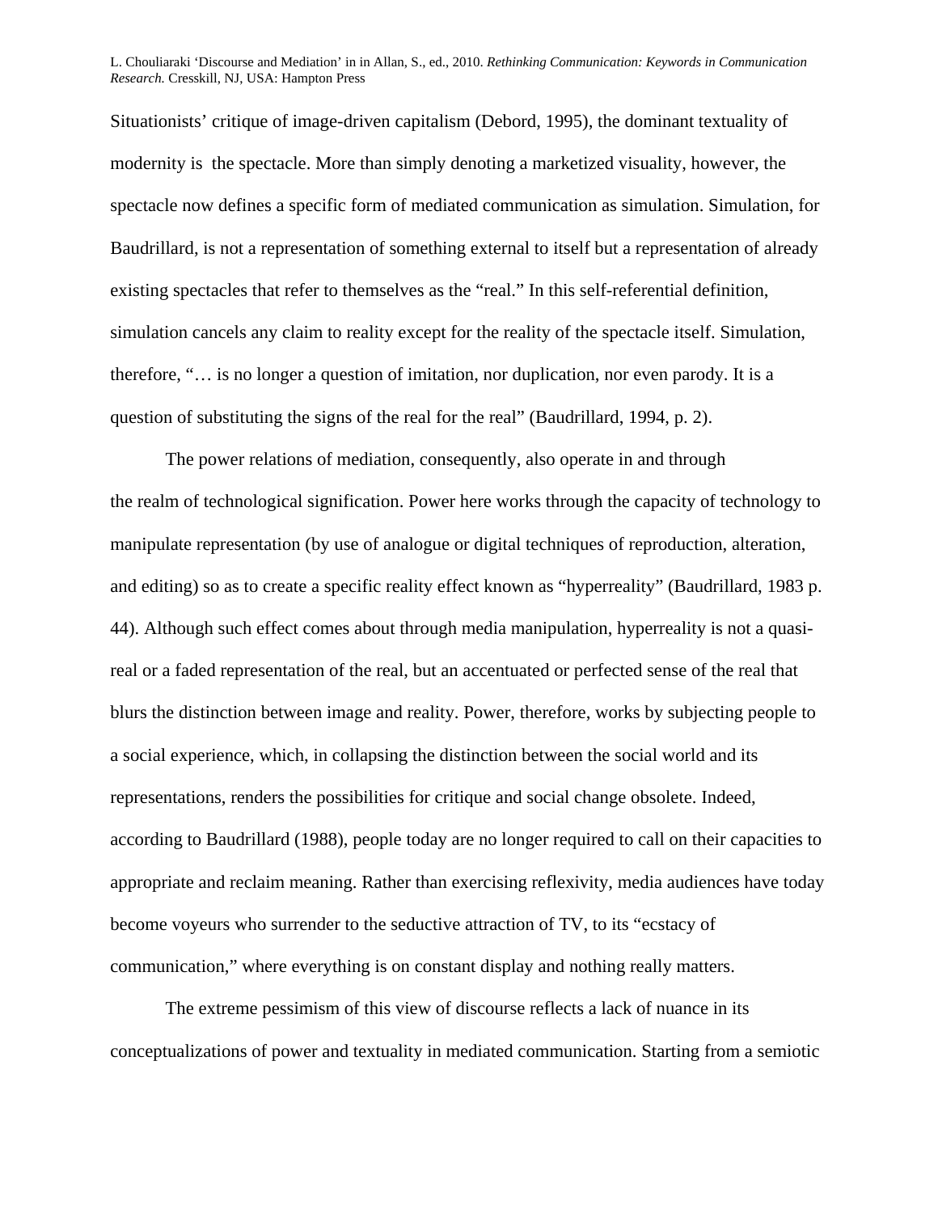Situationists' critique of image-driven capitalism (Debord, 1995), the dominant textuality of modernity is the spectacle. More than simply denoting a marketized visuality, however, the spectacle now defines a specific form of mediated communication as simulation. Simulation, for Baudrillard, is not a representation of something external to itself but a representation of already existing spectacles that refer to themselves as the "real." In this self-referential definition, simulation cancels any claim to reality except for the reality of the spectacle itself. Simulation, therefore, "… is no longer a question of imitation, nor duplication, nor even parody. It is a question of substituting the signs of the real for the real" (Baudrillard, 1994, p. 2).

The power relations of mediation, consequently, also operate in and through the realm of technological signification. Power here works through the capacity of technology to manipulate representation (by use of analogue or digital techniques of reproduction, alteration, and editing) so as to create a specific reality effect known as "hyperreality" (Baudrillard, 1983 p. 44). Although such effect comes about through media manipulation, hyperreality is not a quasi-real or a faded representation of the real, but an accentuated or perfected sense of the real that blurs the distinction between image and reality. Power, therefore, works by subjecting people to a social experience, which, in collapsing the distinction between the social world and its representations, renders the possibilities for critique and social change obsolete. Indeed, according to Baudrillard (1988), people today are no longer required to call on their capacities to appropriate and reclaim meaning. Rather than exercising reflexivity, media audiences have today become voyeurs who surrender to the seductive attraction of TV, to its "ecstacy of communication," where everything is on constant display and nothing really matters.

The extreme pessimism of this view of discourse reflects a lack of nuance in its conceptualizations of power and textuality in mediated communication. Starting from a semiotic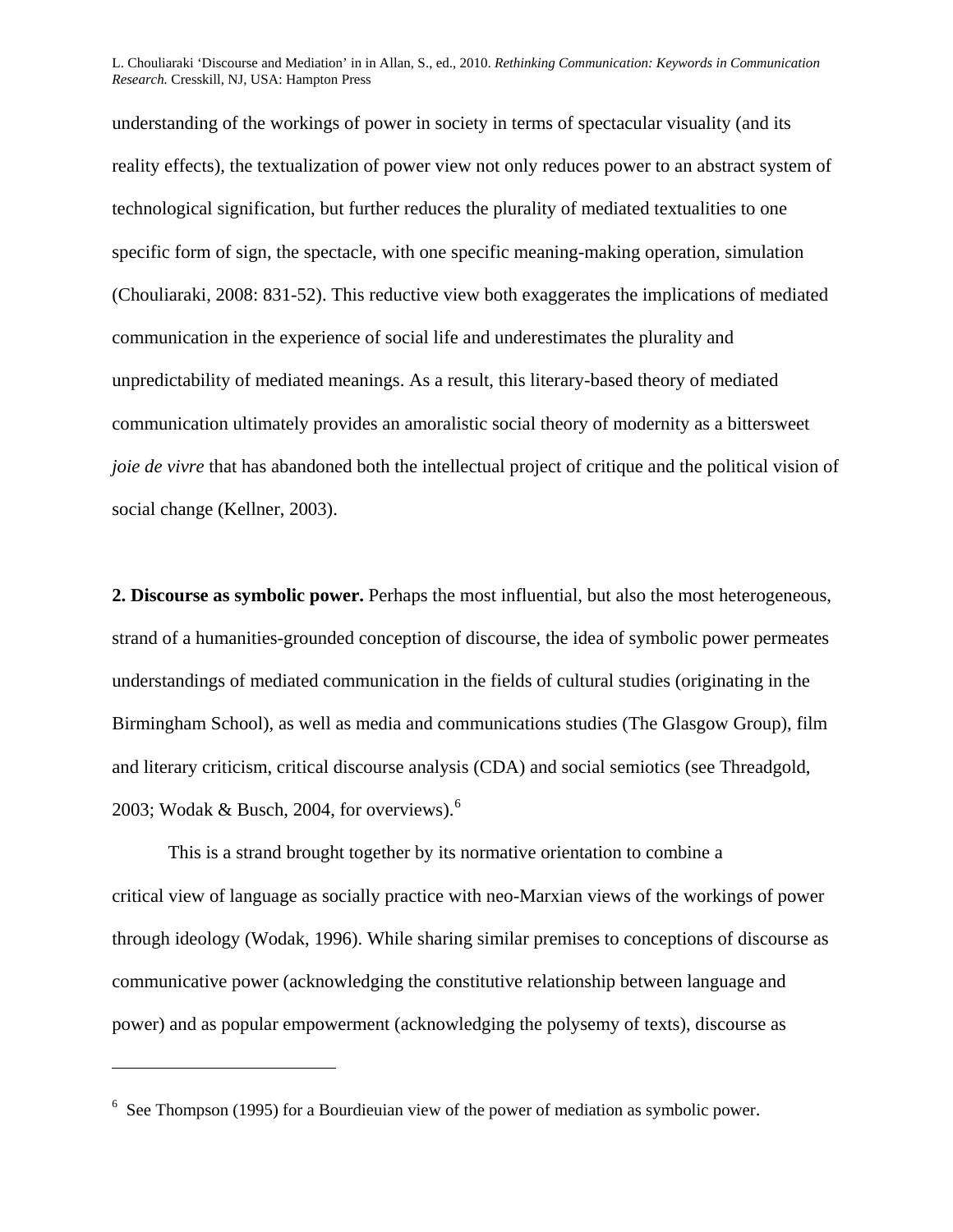understanding of the workings of power in society in terms of spectacular visuality (and its reality effects), the textualization of power view not only reduces power to an abstract system of technological signification, but further reduces the plurality of mediated textualities to one specific form of sign, the spectacle, with one specific meaning-making operation, simulation (Chouliaraki, 2008: 831-52). This reductive view both exaggerates the implications of mediated communication in the experience of social life and underestimates the plurality and unpredictability of mediated meanings. As a result, this literary-based theory of mediated communication ultimately provides an amoralistic social theory of modernity as a bittersweet *joie de vivre* that has abandoned both the intellectual project of critique and the political vision of social change (Kellner, 2003).

**2. Discourse as symbolic power.** Perhaps the most influential, but also the most heterogeneous, strand of a humanities-grounded conception of discourse, the idea of symbolic power permeates understandings of mediated communication in the fields of cultural studies (originating in the Birmingham School), as well as media and communications studies (The Glasgow Group), film and literary criticism, critical discourse analysis (CDA) and social semiotics (see Threadgold, 2003; Wodak & Busch, 2004, for overviews).[6]

This is a strand brought together by its normative orientation to combine a critical view of language as socially practice with neo-Marxian views of the workings of power through ideology (Wodak, 1996). While sharing similar premises to conceptions of discourse as communicative power (acknowledging the constitutive relationship between language and power) and as popular empowerment (acknowledging the polysemy of texts), discourse as

---

[6] See Thompson (1995) for a Bourdieuian view of the power of mediation as symbolic power.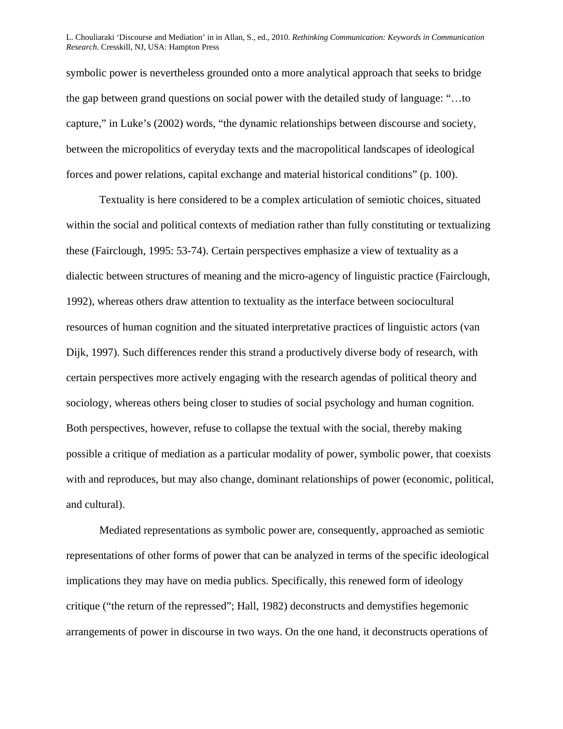symbolic power is nevertheless grounded onto a more analytical approach that seeks to bridge the gap between grand questions on social power with the detailed study of language: "…to capture," in Luke's (2002) words, "the dynamic relationships between discourse and society, between the micropolitics of everyday texts and the macropolitical landscapes of ideological forces and power relations, capital exchange and material historical conditions" (p. 100).

Textuality is here considered to be a complex articulation of semiotic choices, situated within the social and political contexts of mediation rather than fully constituting or textualizing these (Fairclough, 1995: 53-74). Certain perspectives emphasize a view of textuality as a dialectic between structures of meaning and the micro-agency of linguistic practice (Fairclough, 1992), whereas others draw attention to textuality as the interface between sociocultural resources of human cognition and the situated interpretative practices of linguistic actors (van Dijk, 1997). Such differences render this strand a productively diverse body of research, with certain perspectives more actively engaging with the research agendas of political theory and sociology, whereas others being closer to studies of social psychology and human cognition. Both perspectives, however, refuse to collapse the textual with the social, thereby making possible a critique of mediation as a particular modality of power, symbolic power, that coexists with and reproduces, but may also change, dominant relationships of power (economic, political, and cultural).

Mediated representations as symbolic power are, consequently, approached as semiotic representations of other forms of power that can be analyzed in terms of the specific ideological implications they may have on media publics. Specifically, this renewed form of ideology critique ("the return of the repressed"; Hall, 1982) deconstructs and demystifies hegemonic arrangements of power in discourse in two ways. On the one hand, it deconstructs operations of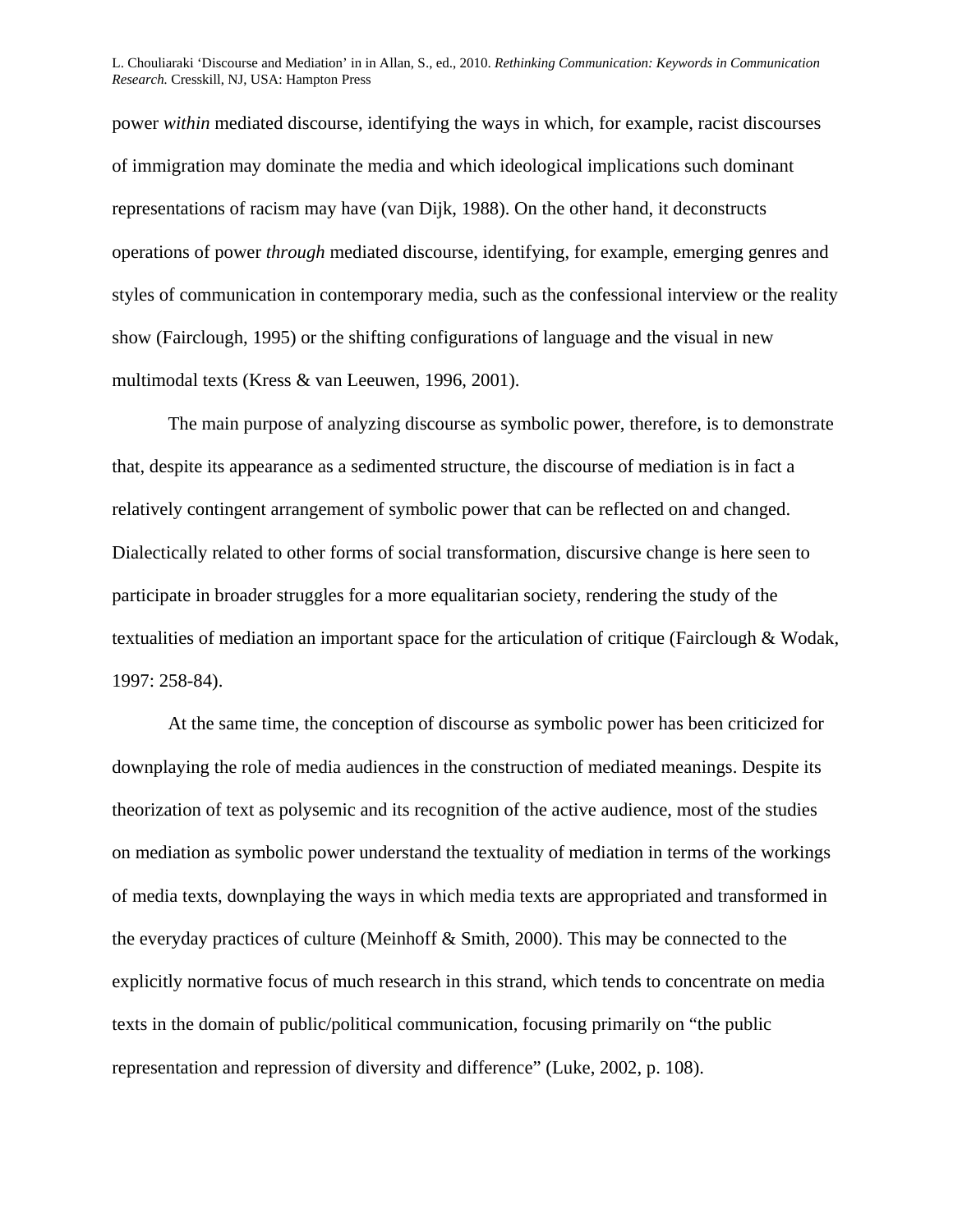power *within* mediated discourse, identifying the ways in which, for example, racist discourses of immigration may dominate the media and which ideological implications such dominant representations of racism may have (van Dijk, 1988). On the other hand, it deconstructs operations of power *through* mediated discourse, identifying, for example, emerging genres and styles of communication in contemporary media, such as the confessional interview or the reality show (Fairclough, 1995) or the shifting configurations of language and the visual in new multimodal texts (Kress & van Leeuwen, 1996, 2001).

The main purpose of analyzing discourse as symbolic power, therefore, is to demonstrate that, despite its appearance as a sedimented structure, the discourse of mediation is in fact a relatively contingent arrangement of symbolic power that can be reflected on and changed. Dialectically related to other forms of social transformation, discursive change is here seen to participate in broader struggles for a more equalitarian society, rendering the study of the textualities of mediation an important space for the articulation of critique (Fairclough & Wodak, 1997: 258-84).

At the same time, the conception of discourse as symbolic power has been criticized for downplaying the role of media audiences in the construction of mediated meanings. Despite its theorization of text as polysemic and its recognition of the active audience, most of the studies on mediation as symbolic power understand the textuality of mediation in terms of the workings of media texts, downplaying the ways in which media texts are appropriated and transformed in the everyday practices of culture (Meinhoff & Smith, 2000). This may be connected to the explicitly normative focus of much research in this strand, which tends to concentrate on media texts in the domain of public/political communication, focusing primarily on "the public representation and repression of diversity and difference" (Luke, 2002, p. 108).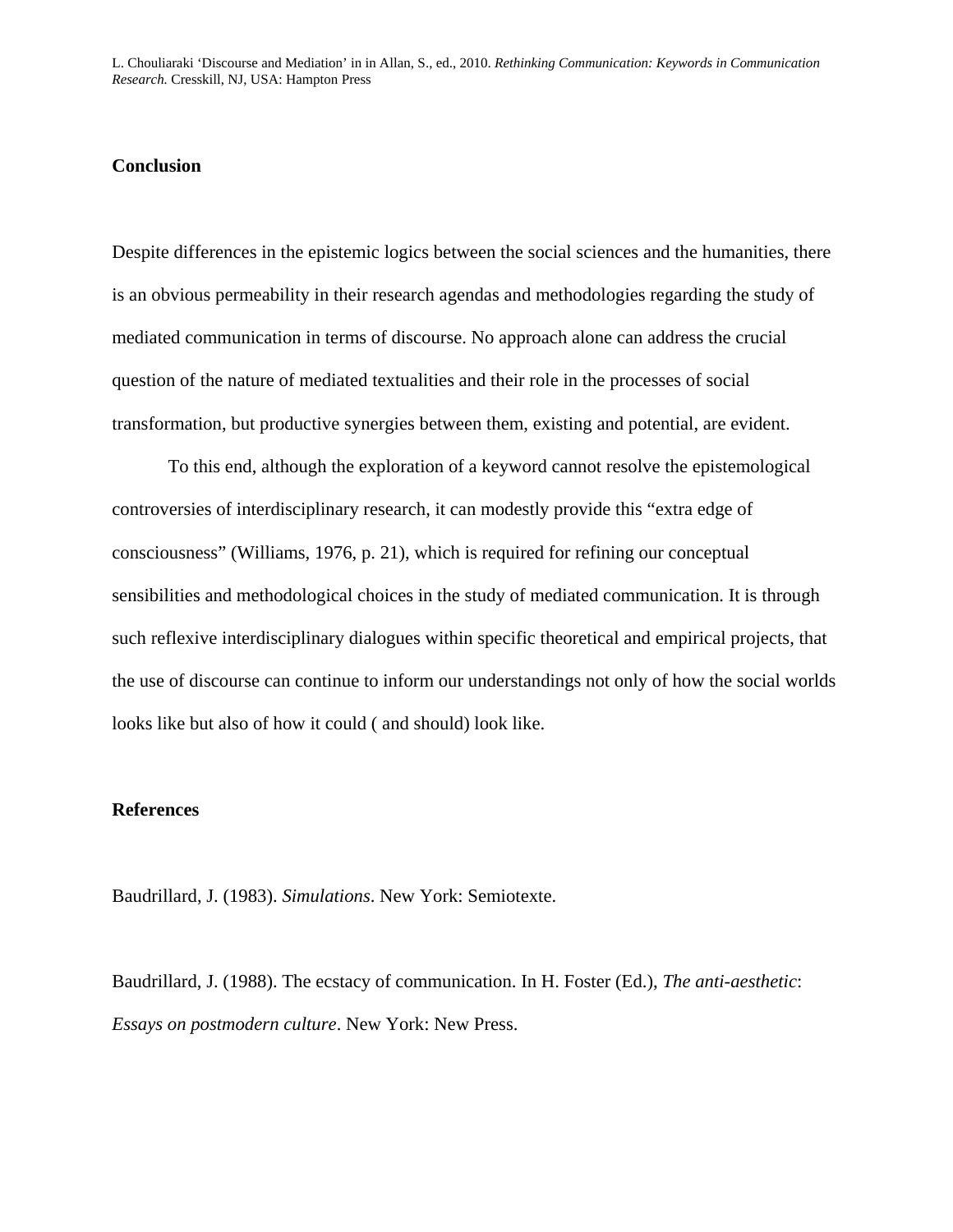## Conclusion

Despite differences in the epistemic logics between the social sciences and the humanities, there is an obvious permeability in their research agendas and methodologies regarding the study of mediated communication in terms of discourse. No approach alone can address the crucial question of the nature of mediated textualities and their role in the processes of social transformation, but productive synergies between them, existing and potential, are evident.

To this end, although the exploration of a keyword cannot resolve the epistemological controversies of interdisciplinary research, it can modestly provide this "extra edge of consciousness" (Williams, 1976, p. 21), which is required for refining our conceptual sensibilities and methodological choices in the study of mediated communication. It is through such reflexive interdisciplinary dialogues within specific theoretical and empirical projects, that the use of discourse can continue to inform our understandings not only of how the social worlds looks like but also of how it could ( and should) look like.

## References

Baudrillard, J. (1983). *Simulations*. New York: Semiotexte.

Baudrillard, J. (1988). The ecstacy of communication. In H. Foster (Ed.), *The anti-aesthetic*: *Essays on postmodern culture*. New York: New Press.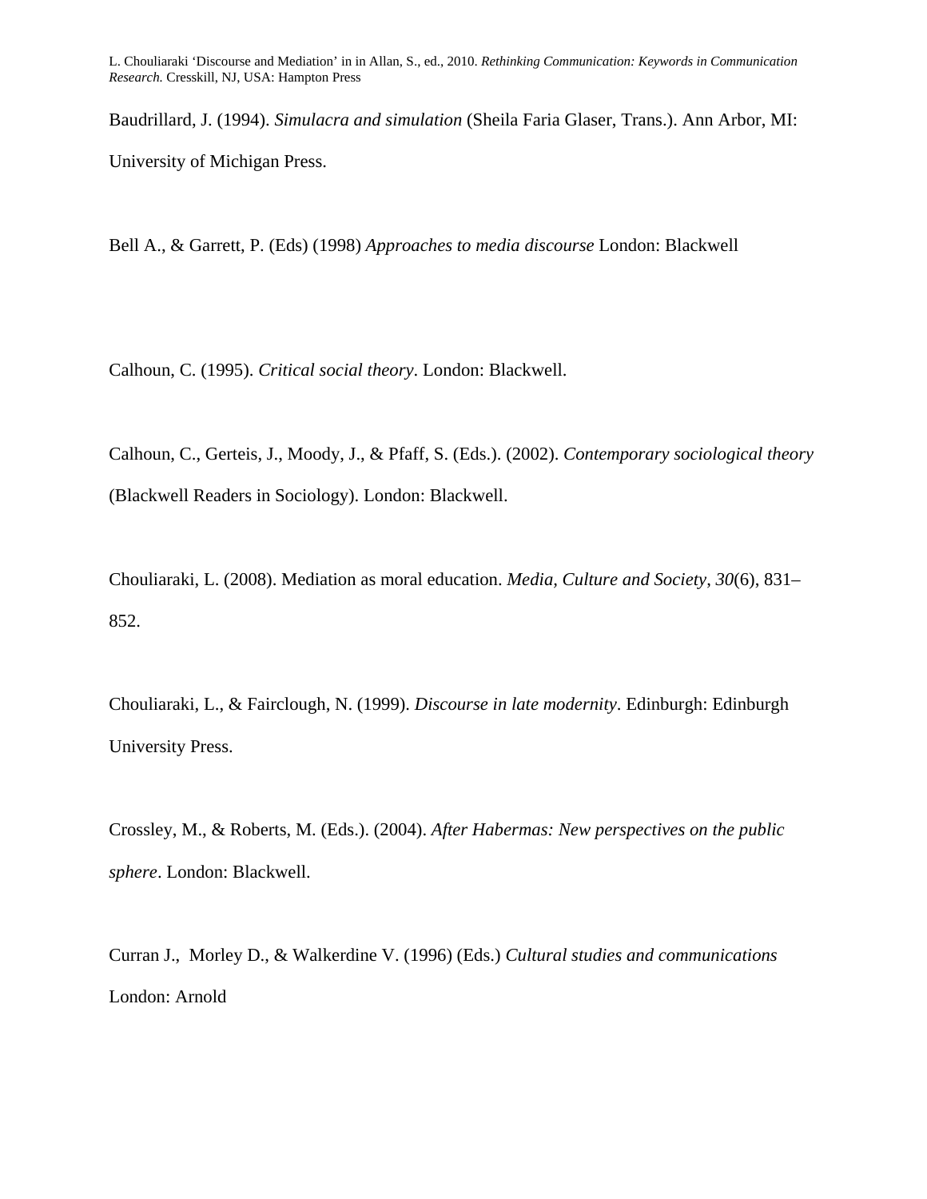Baudrillard, J. (1994). *Simulacra and simulation* (Sheila Faria Glaser, Trans.). Ann Arbor, MI: University of Michigan Press.

Bell A., & Garrett, P. (Eds) (1998) *Approaches to media discourse* London: Blackwell

Calhoun, C. (1995). *Critical social theory*. London: Blackwell.

Calhoun, C., Gerteis, J., Moody, J., & Pfaff, S. (Eds.). (2002). *Contemporary sociological theory* (Blackwell Readers in Sociology). London: Blackwell.

Chouliaraki, L. (2008). Mediation as moral education. *Media, Culture and Society*, *30*(6), 831–852.

Chouliaraki, L., & Fairclough, N. (1999). *Discourse in late modernity*. Edinburgh: Edinburgh University Press.

Crossley, M., & Roberts, M. (Eds.). (2004). *After Habermas: New perspectives on the public sphere*. London: Blackwell.

Curran J., Morley D., & Walkerdine V. (1996) (Eds.) *Cultural studies and communications* London: Arnold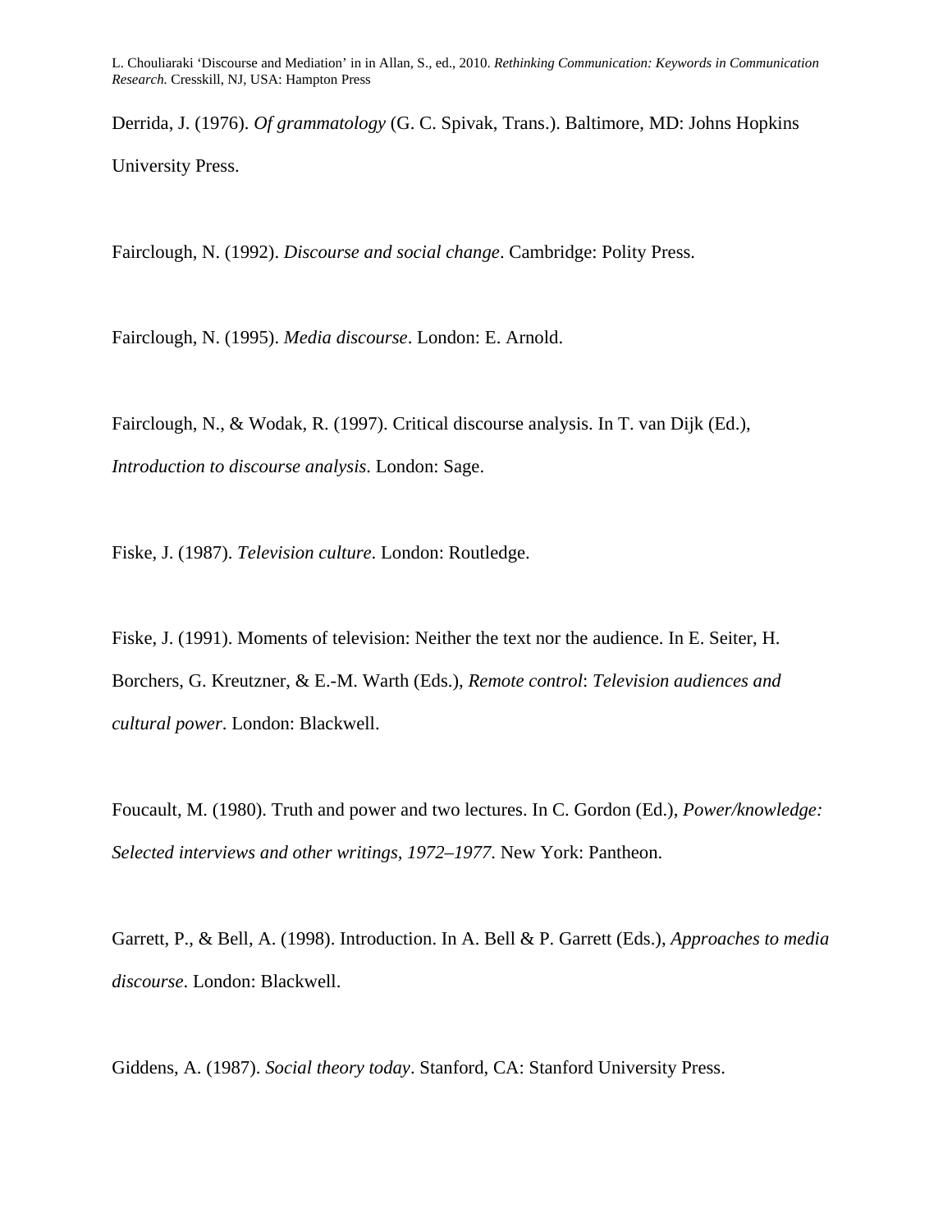Derrida, J. (1976). *Of grammatology* (G. C. Spivak, Trans.). Baltimore, MD: Johns Hopkins University Press.

Fairclough, N. (1992). *Discourse and social change*. Cambridge: Polity Press.

Fairclough, N. (1995). *Media discourse*. London: E. Arnold.

Fairclough, N., & Wodak, R. (1997). Critical discourse analysis. In T. van Dijk (Ed.), *Introduction to discourse analysis*. London: Sage.

Fiske, J. (1987). *Television culture*. London: Routledge.

Fiske, J. (1991). Moments of television: Neither the text nor the audience. In E. Seiter, H. Borchers, G. Kreutzner, & E.-M. Warth (Eds.), *Remote control*: *Television audiences and cultural power*. London: Blackwell.

Foucault, M. (1980). Truth and power and two lectures. In C. Gordon (Ed.), *Power/knowledge: Selected interviews and other writings, 1972–1977*. New York: Pantheon.

Garrett, P., & Bell, A. (1998). Introduction. In A. Bell & P. Garrett (Eds.), *Approaches to media discourse*. London: Blackwell.

Giddens, A. (1987). *Social theory today*. Stanford, CA: Stanford University Press.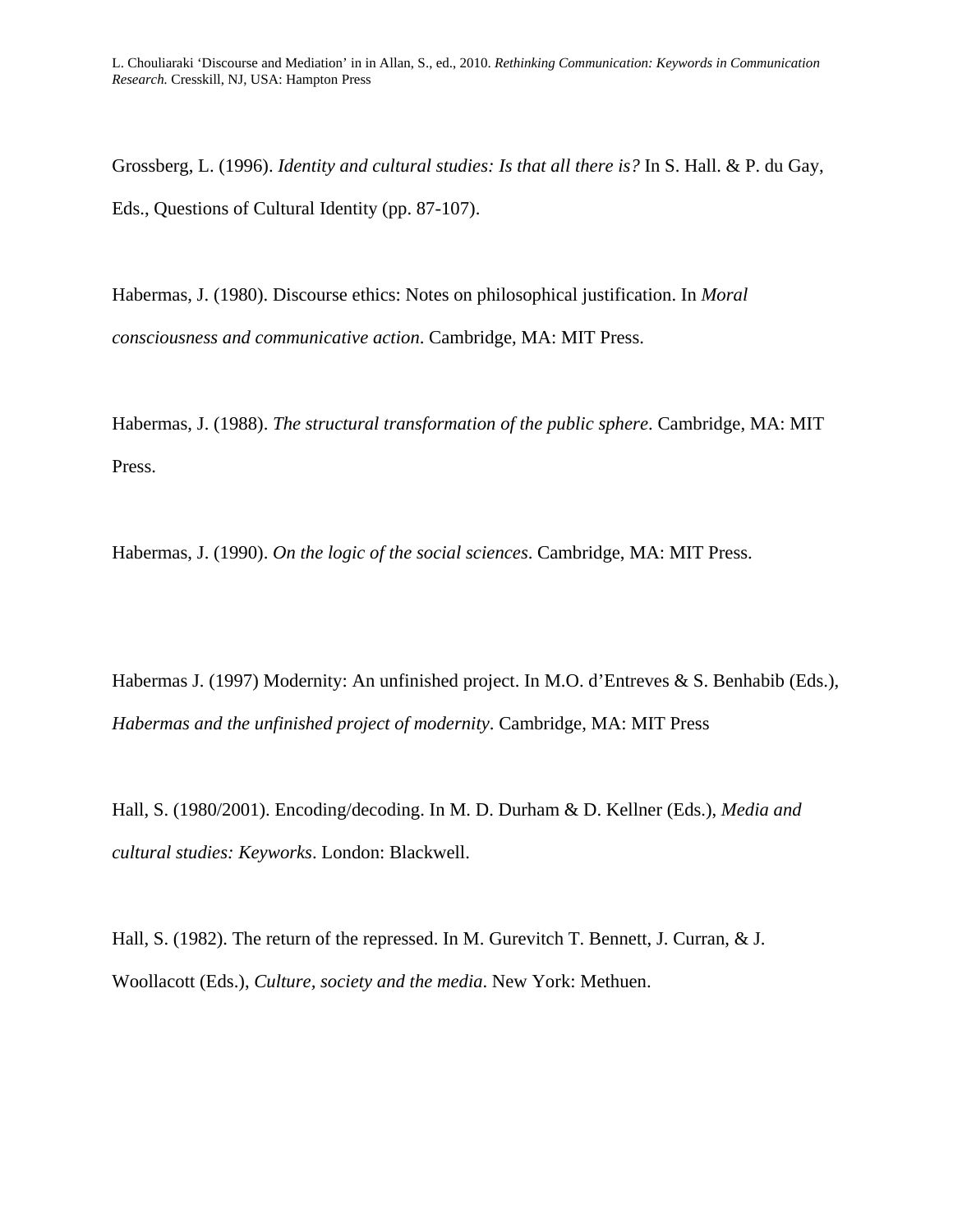Grossberg, L. (1996). *Identity and cultural studies: Is that all there is?* In S. Hall. & P. du Gay, Eds., Questions of Cultural Identity (pp. 87-107).

Habermas, J. (1980). Discourse ethics: Notes on philosophical justification. In *Moral consciousness and communicative action*. Cambridge, MA: MIT Press.

Habermas, J. (1988). *The structural transformation of the public sphere*. Cambridge, MA: MIT Press.

Habermas, J. (1990). *On the logic of the social sciences*. Cambridge, MA: MIT Press.

Habermas J. (1997) Modernity: An unfinished project. In M.O. d'Entreves & S. Benhabib (Eds.), *Habermas and the unfinished project of modernity*. Cambridge, MA: MIT Press

Hall, S. (1980/2001). Encoding/decoding. In M. D. Durham & D. Kellner (Eds.), *Media and cultural studies: Keyworks*. London: Blackwell.

Hall, S. (1982). The return of the repressed. In M. Gurevitch T. Bennett, J. Curran, & J. Woollacott (Eds.), *Culture, society and the media*. New York: Methuen.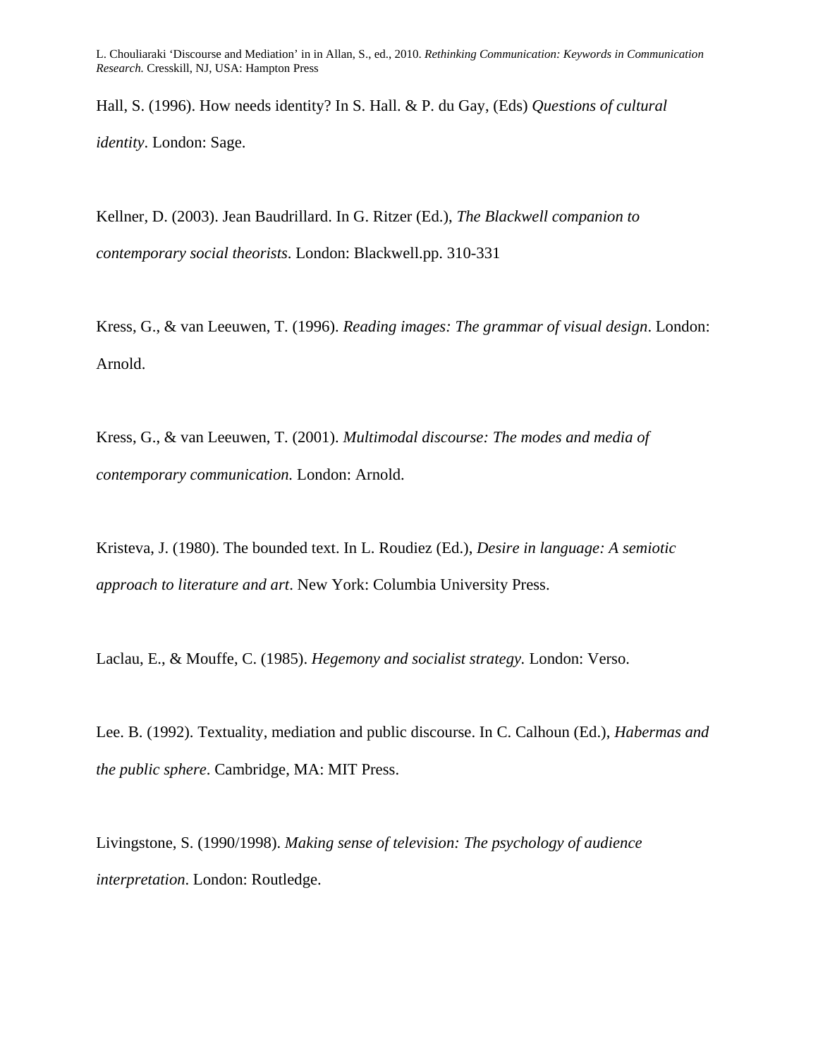Hall, S. (1996). How needs identity? In S. Hall. & P. du Gay, (Eds) *Questions of cultural identity*. London: Sage.

Kellner, D. (2003). Jean Baudrillard. In G. Ritzer (Ed.), *The Blackwell companion to contemporary social theorists*. London: Blackwell.pp. 310-331

Kress, G., & van Leeuwen, T. (1996). *Reading images: The grammar of visual design*. London: Arnold.

Kress, G., & van Leeuwen, T. (2001). *Multimodal discourse: The modes and media of contemporary communication.* London: Arnold.

Kristeva, J. (1980). The bounded text. In L. Roudiez (Ed.), *Desire in language: A semiotic approach to literature and art*. New York: Columbia University Press.

Laclau, E., & Mouffe, C. (1985). *Hegemony and socialist strategy.* London: Verso.

Lee. B. (1992). Textuality, mediation and public discourse. In C. Calhoun (Ed.), *Habermas and the public sphere*. Cambridge, MA: MIT Press.

Livingstone, S. (1990/1998). *Making sense of television: The psychology of audience interpretation*. London: Routledge.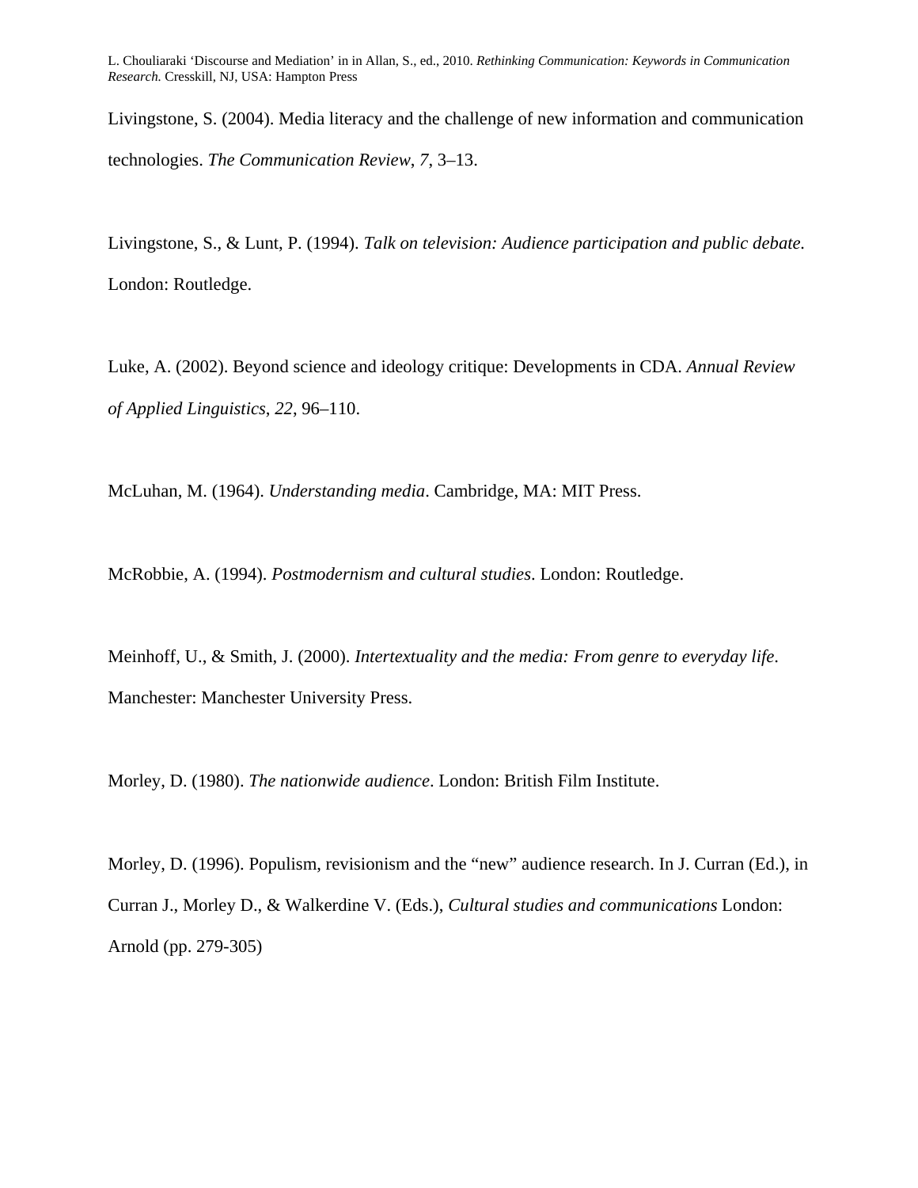Livingstone, S. (2004). Media literacy and the challenge of new information and communication technologies. *The Communication Review*, *7*, 3–13.

Livingstone, S., & Lunt, P. (1994). *Talk on television: Audience participation and public debate.* London: Routledge.

Luke, A. (2002). Beyond science and ideology critique: Developments in CDA. *Annual Review of Applied Linguistics*, *22*, 96–110.

McLuhan, M. (1964). *Understanding media*. Cambridge, MA: MIT Press.

McRobbie, A. (1994). *Postmodernism and cultural studies*. London: Routledge.

Meinhoff, U., & Smith, J. (2000). *Intertextuality and the media: From genre to everyday life*. Manchester: Manchester University Press.

Morley, D. (1980). *The nationwide audience*. London: British Film Institute.

Morley, D. (1996). Populism, revisionism and the "new" audience research. In J. Curran (Ed.), in Curran J., Morley D., & Walkerdine V. (Eds.), *Cultural studies and communications* London: Arnold (pp. 279-305)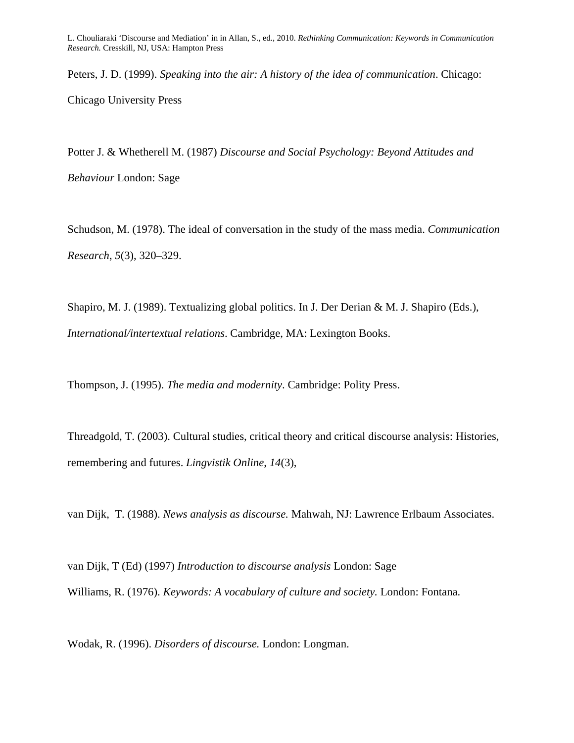Peters, J. D. (1999). *Speaking into the air: A history of the idea of communication*. Chicago: Chicago University Press

Potter J. & Whetherell M. (1987) *Discourse and Social Psychology: Beyond Attitudes and Behaviour* London: Sage

Schudson, M. (1978). The ideal of conversation in the study of the mass media. *Communication Research*, *5*(3), 320–329.

Shapiro, M. J. (1989). Textualizing global politics. In J. Der Derian & M. J. Shapiro (Eds.), *International/intertextual relations*. Cambridge, MA: Lexington Books.

Thompson, J. (1995). *The media and modernity*. Cambridge: Polity Press.

Threadgold, T. (2003). Cultural studies, critical theory and critical discourse analysis: Histories, remembering and futures. *Lingvistik Online*, *14*(3),

van Dijk, T. (1988). *News analysis as discourse.* Mahwah, NJ: Lawrence Erlbaum Associates.

van Dijk, T (Ed) (1997) *Introduction to discourse analysis* London: Sage

Williams, R. (1976). *Keywords: A vocabulary of culture and society.* London: Fontana.

Wodak, R. (1996). *Disorders of discourse.* London: Longman.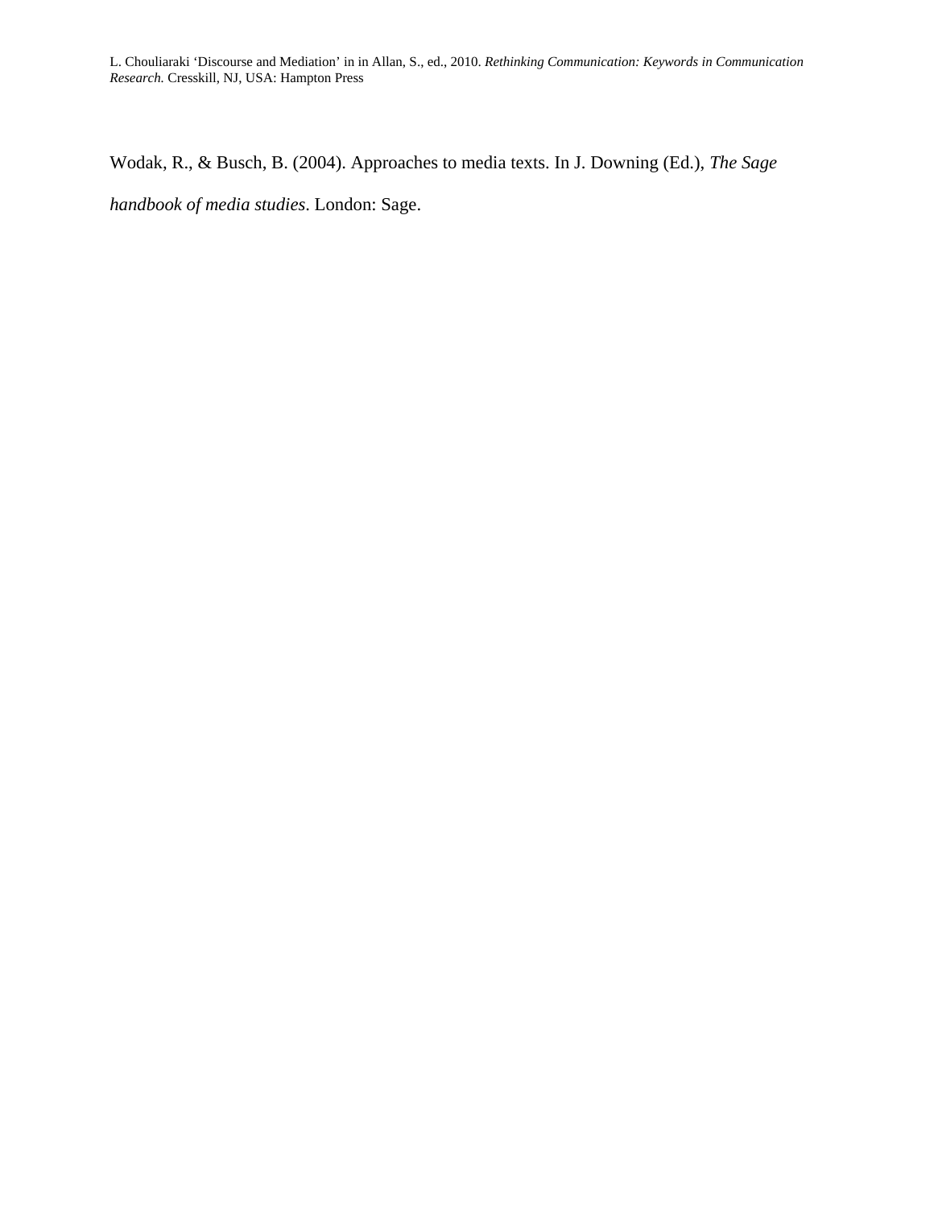Wodak, R., & Busch, B. (2004). Approaches to media texts. In J. Downing (Ed.), *The Sage handbook of media studies*. London: Sage.